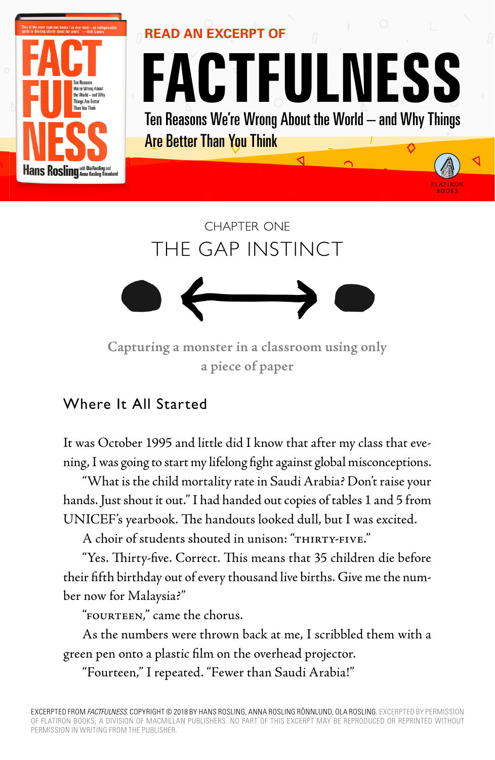READ AN EXCERPT OF

# FACTFULNESS

Ten Reasons We're Wrong About the World – and Why Things Are Better Than You Think

CHAPTER ONE

## THE GAP INSTINCT

**Capturing a monster in a classroom using only a piece of paper**

### Where It All Started

It was October 1995 and little did I know that after my class that evening, I was going to start my lifelong fight against global misconceptions.

"What is the child mortality rate in Saudi Arabia? Don't raise your hands. Just shout it out." I had handed out copies of tables 1 and 5 from UNICEF's yearbook. The handouts looked dull, but I was excited.

A choir of students shouted in unison: "THIRTY-FIVE."

"Yes. Thirty-five. Correct. This means that 35 children die before their fifth birthday out of every thousand live births. Give me the number now for Malaysia?"

"FOURTEEN," came the chorus.

As the numbers were thrown back at me, I scribbled them with a green pen onto a plastic film on the overhead projector.

"Fourteen," I repeated. "Fewer than Saudi Arabia!"

EXCERPTED FROM *FACTFULNESS*. COPYRIGHT © 2018 BY HANS ROSLING, ANNA ROSLING RÖNNLUND, OLA ROSLING. EXCERPTED BY PERMISSION OF FLATIRON BOOKS, A DIVISION OF MACMILLAN PUBLISHERS. NO PART OF THIS EXCERPT MAY BE REPRODUCED OR REPRINTED WITHOUT PERMISSION IN WRITING FROM THE PUBLISHER.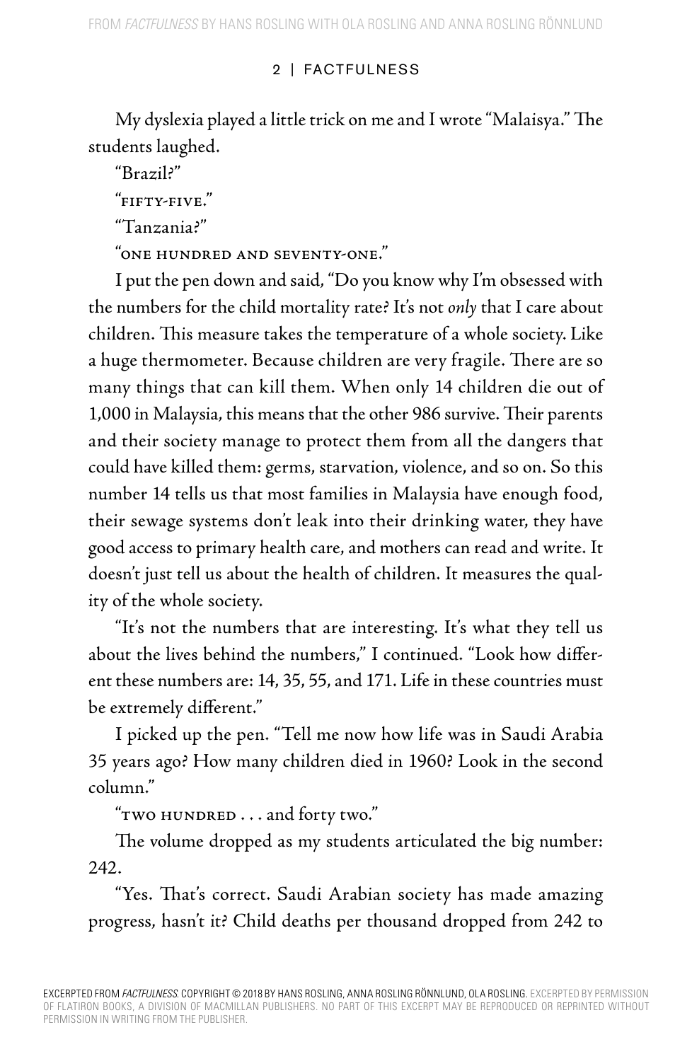My dyslexia played a little trick on me and I wrote "Malaisya." The students laughed.

"Brazil?"

"FIFTY-FIVE."

"Tanzania?"

"ONE HUNDRED AND SEVENTY-ONE."

I put the pen down and said, "Do you know why I'm obsessed with the numbers for the child mortality rate? It's not *only* that I care about children. This measure takes the temperature of a whole society. Like a huge thermometer. Because children are very fragile. There are so many things that can kill them. When only 14 children die out of 1,000 in Malaysia, this means that the other 986 survive. Their parents and their society manage to protect them from all the dangers that could have killed them: germs, starvation, violence, and so on. So this number 14 tells us that most families in Malaysia have enough food, their sewage systems don't leak into their drinking water, they have good access to primary health care, and mothers can read and write. It doesn't just tell us about the health of children. It measures the quality of the whole society.

"It's not the numbers that are interesting. It's what they tell us about the lives behind the numbers," I continued. "Look how different these numbers are: 14, 35, 55, and 171. Life in these countries must be extremely different."

I picked up the pen. "Tell me now how life was in Saudi Arabia 35 years ago? How many children died in 1960? Look in the second column."

"TWO HUNDRED . . . and forty two."

The volume dropped as my students articulated the big number: 242.

"Yes. That's correct. Saudi Arabian society has made amazing progress, hasn't it? Child deaths per thousand dropped from 242 to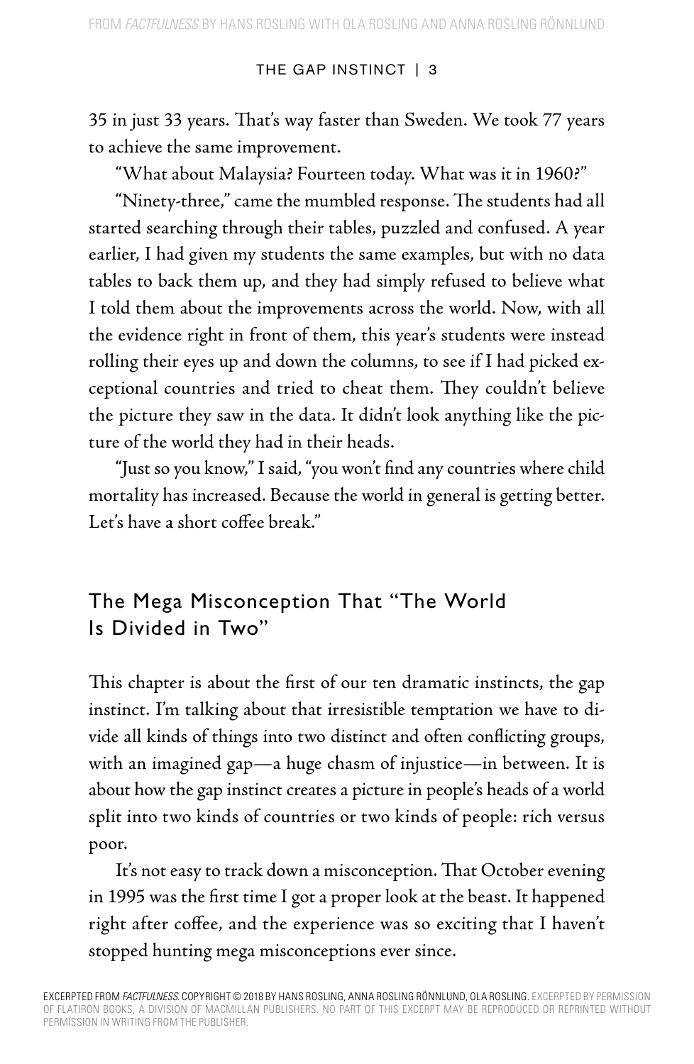35 in just 33 years. That's way faster than Sweden. We took 77 years to achieve the same improvement.

"What about Malaysia? Fourteen today. What was it in 1960?"

"Ninety-three," came the mumbled response. The students had all started searching through their tables, puzzled and confused. A year earlier, I had given my students the same examples, but with no data tables to back them up, and they had simply refused to believe what I told them about the improvements across the world. Now, with all the evidence right in front of them, this year's students were instead rolling their eyes up and down the columns, to see if I had picked exceptional countries and tried to cheat them. They couldn't believe the picture they saw in the data. It didn't look anything like the picture of the world they had in their heads.

"Just so you know," I said, "you won't find any countries where child mortality has increased. Because the world in general is getting better. Let's have a short coffee break."

## The Mega Misconception That "The World Is Divided in Two"

This chapter is about the first of our ten dramatic instincts, the gap instinct. I'm talking about that irresistible temptation we have to divide all kinds of things into two distinct and often conflicting groups, with an imagined gap—a huge chasm of injustice—in between. It is about how the gap instinct creates a picture in people's heads of a world split into two kinds of countries or two kinds of people: rich versus poor.

It's not easy to track down a misconception. That October evening in 1995 was the first time I got a proper look at the beast. It happened right after coffee, and the experience was so exciting that I haven't stopped hunting mega misconceptions ever since.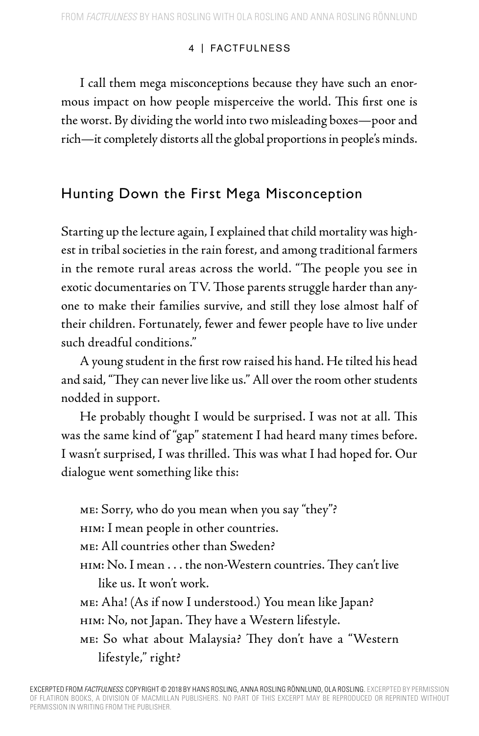I call them mega misconceptions because they have such an enormous impact on how people misperceive the world. This first one is the worst. By dividing the world into two misleading boxes—poor and rich—it completely distorts all the global proportions in people's minds.

## Hunting Down the First Mega Misconception

Starting up the lecture again, I explained that child mortality was highest in tribal societies in the rain forest, and among traditional farmers in the remote rural areas across the world. "The people you see in exotic documentaries on TV. Those parents struggle harder than anyone to make their families survive, and still they lose almost half of their children. Fortunately, fewer and fewer people have to live under such dreadful conditions."

A young student in the first row raised his hand. He tilted his head and said, "They can never live like us." All over the room other students nodded in support.

He probably thought I would be surprised. I was not at all. This was the same kind of "gap" statement I had heard many times before. I wasn't surprised, I was thrilled. This was what I had hoped for. Our dialogue went something like this:

ME: Sorry, who do you mean when you say "they"?
HIM: I mean people in other countries.
ME: All countries other than Sweden?
HIM: No. I mean . . . the non-Western countries. They can't live like us. It won't work.
ME: Aha! (As if now I understood.) You mean like Japan?
HIM: No, not Japan. They have a Western lifestyle.
ME: So what about Malaysia? They don't have a "Western lifestyle," right?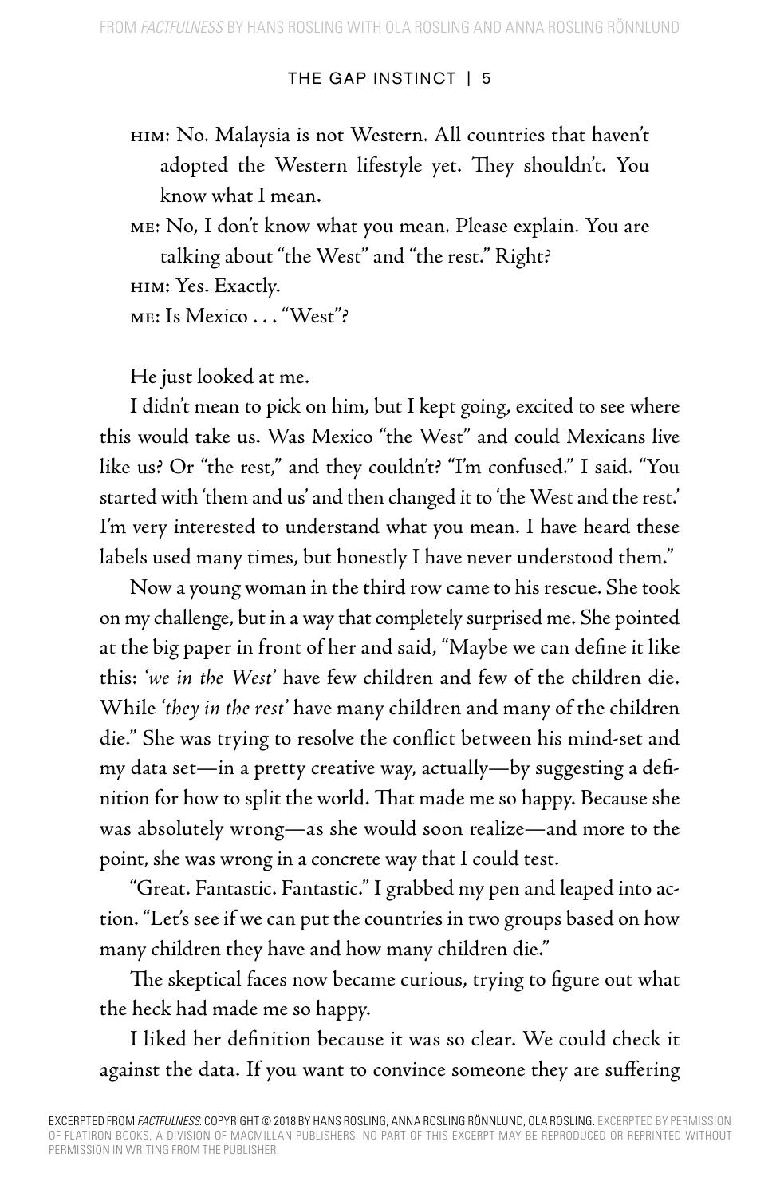HIM: No. Malaysia is not Western. All countries that haven't adopted the Western lifestyle yet. They shouldn't. You know what I mean.

ME: No, I don't know what you mean. Please explain. You are talking about "the West" and "the rest." Right?

HIM: Yes. Exactly.

ME: Is Mexico . . . "West"?

He just looked at me.

I didn't mean to pick on him, but I kept going, excited to see where this would take us. Was Mexico "the West" and could Mexicans live like us? Or "the rest," and they couldn't? "I'm confused." I said. "You started with 'them and us' and then changed it to 'the West and the rest.' I'm very interested to understand what you mean. I have heard these labels used many times, but honestly I have never understood them."

Now a young woman in the third row came to his rescue. She took on my challenge, but in a way that completely surprised me. She pointed at the big paper in front of her and said, "Maybe we can define it like this: '*we in the West*' have few children and few of the children die. While '*they in the rest*' have many children and many of the children die." She was trying to resolve the conflict between his mind-set and my data set—in a pretty creative way, actually—by suggesting a definition for how to split the world. That made me so happy. Because she was absolutely wrong—as she would soon realize—and more to the point, she was wrong in a concrete way that I could test.

"Great. Fantastic. Fantastic." I grabbed my pen and leaped into action. "Let's see if we can put the countries in two groups based on how many children they have and how many children die."

The skeptical faces now became curious, trying to figure out what the heck had made me so happy.

I liked her definition because it was so clear. We could check it against the data. If you want to convince someone they are suffering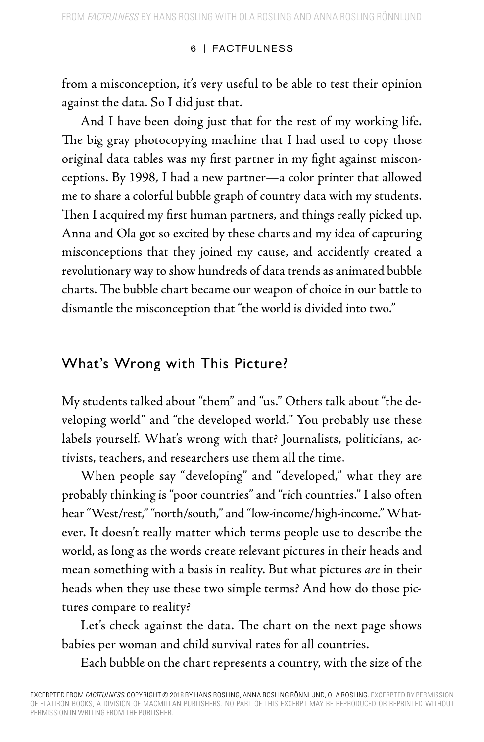from a misconception, it's very useful to be able to test their opinion against the data. So I did just that.

And I have been doing just that for the rest of my working life. The big gray photocopying machine that I had used to copy those original data tables was my first partner in my fight against misconceptions. By 1998, I had a new partner—a color printer that allowed me to share a colorful bubble graph of country data with my students. Then I acquired my first human partners, and things really picked up. Anna and Ola got so excited by these charts and my idea of capturing misconceptions that they joined my cause, and accidently created a revolutionary way to show hundreds of data trends as animated bubble charts. The bubble chart became our weapon of choice in our battle to dismantle the misconception that "the world is divided into two."

## What's Wrong with This Picture?

My students talked about "them" and "us." Others talk about "the developing world" and "the developed world." You probably use these labels yourself. What's wrong with that? Journalists, politicians, activists, teachers, and researchers use them all the time.

When people say "developing" and "developed," what they are probably thinking is "poor countries" and "rich countries." I also often hear "West/rest," "north/south," and "low-income/high-income." Whatever. It doesn't really matter which terms people use to describe the world, as long as the words create relevant pictures in their heads and mean something with a basis in reality. But what pictures *are* in their heads when they use these two simple terms? And how do those pictures compare to reality?

Let's check against the data. The chart on the next page shows babies per woman and child survival rates for all countries.

Each bubble on the chart represents a country, with the size of the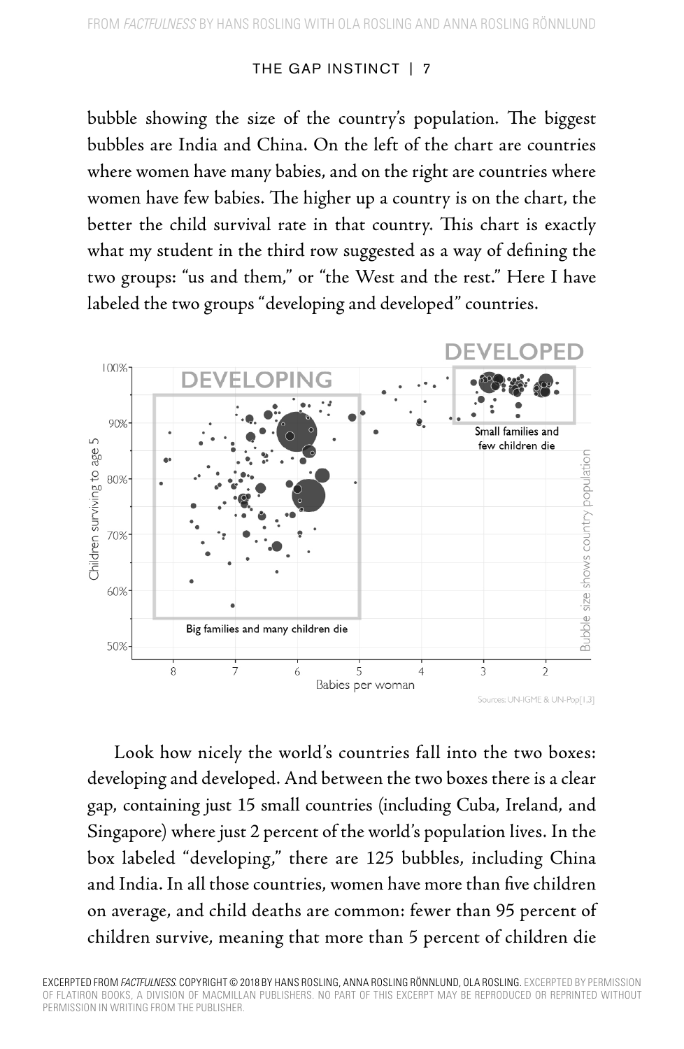bubble showing the size of the country's population. The biggest bubbles are India and China. On the left of the chart are countries where women have many babies, and on the right are countries where women have few babies. The higher up a country is on the chart, the better the child survival rate in that country. This chart is exactly what my student in the third row suggested as a way of defining the two groups: "us and them," or "the West and the rest." Here I have labeled the two groups "developing and developed" countries.

Look how nicely the world's countries fall into the two boxes: developing and developed. And between the two boxes there is a clear gap, containing just 15 small countries (including Cuba, Ireland, and Singapore) where just 2 percent of the world's population lives. In the box labeled "developing," there are 125 bubbles, including China and India. In all those countries, women have more than five children on average, and child deaths are common: fewer than 95 percent of children survive, meaning that more than 5 percent of children die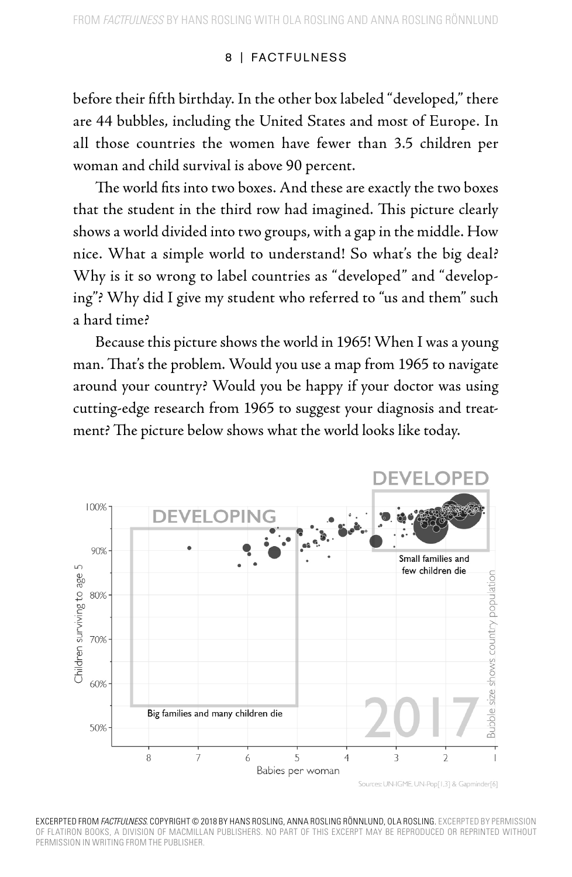before their fifth birthday. In the other box labeled "developed," there are 44 bubbles, including the United States and most of Europe. In all those countries the women have fewer than 3.5 children per woman and child survival is above 90 percent.

The world fits into two boxes. And these are exactly the two boxes that the student in the third row had imagined. This picture clearly shows a world divided into two groups, with a gap in the middle. How nice. What a simple world to understand! So what's the big deal? Why is it so wrong to label countries as "developed" and "developing"? Why did I give my student who referred to "us and them" such a hard time?

Because this picture shows the world in 1965! When I was a young man. That's the problem. Would you use a map from 1965 to navigate around your country? Would you be happy if your doctor was using cutting-edge research from 1965 to suggest your diagnosis and treatment? The picture below shows what the world looks like today.

DEVELOPED

DEVELOPING

Small families and few children die

Big families and many children die

2017

Children surviving to age 5

Babies per woman

Bubble size shows country population

Sources: UN-IGME, UN-Pop[1,3] & Gapminder[6]

EXCERPTED FROM *FACTFULNESS*. COPYRIGHT © 2018 BY HANS ROSLING, ANNA ROSLING RÖNNLUND, OLA ROSLING. EXCERPTED BY PERMISSION OF FLATIRON BOOKS, A DIVISION OF MACMILLAN PUBLISHERS. NO PART OF THIS EXCERPT MAY BE REPRODUCED OR REPRINTED WITHOUT PERMISSION IN WRITING FROM THE PUBLISHER.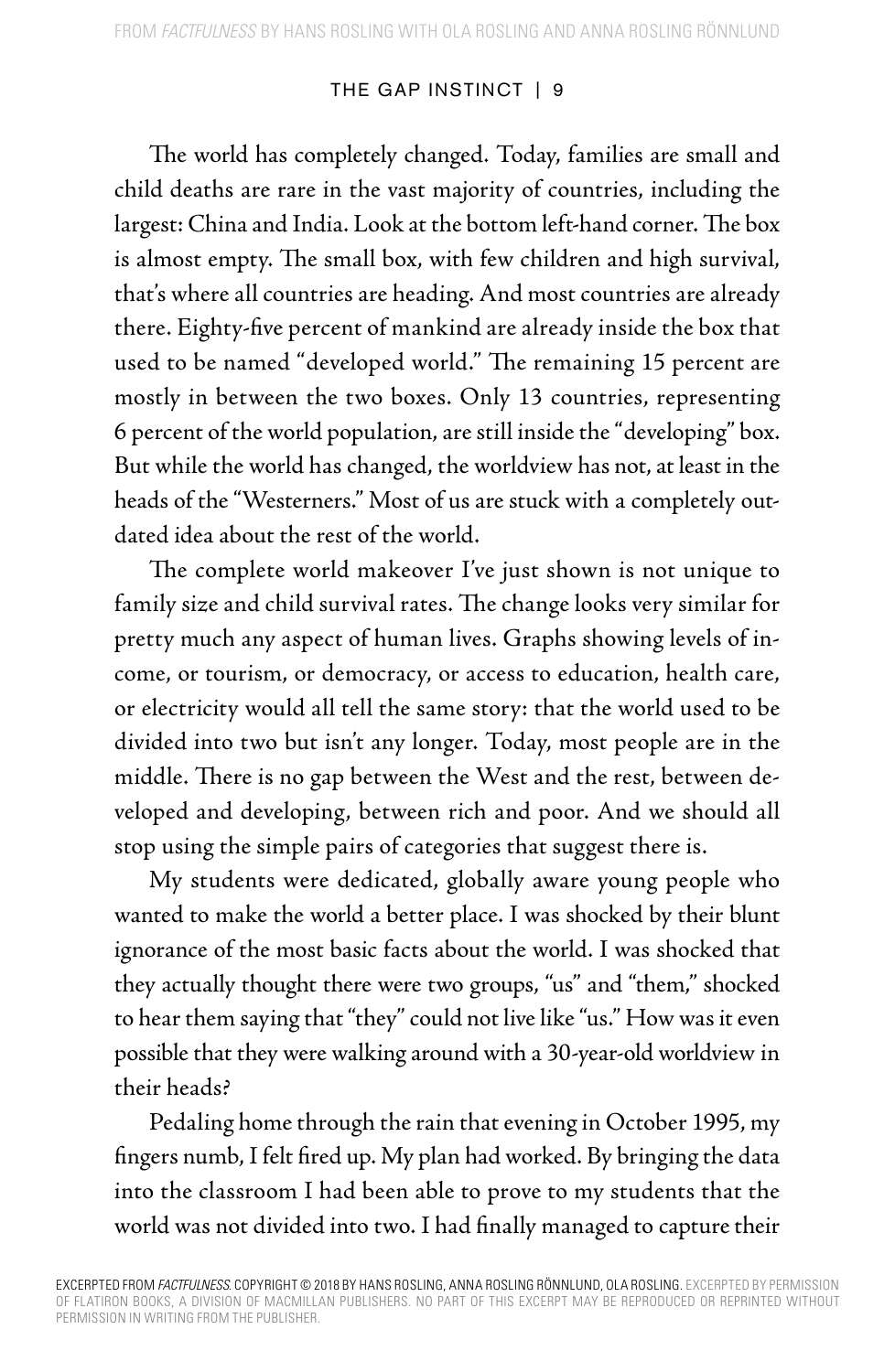The world has completely changed. Today, families are small and child deaths are rare in the vast majority of countries, including the largest: China and India. Look at the bottom left-hand corner. The box is almost empty. The small box, with few children and high survival, that's where all countries are heading. And most countries are already there. Eighty-five percent of mankind are already inside the box that used to be named "developed world." The remaining 15 percent are mostly in between the two boxes. Only 13 countries, representing 6 percent of the world population, are still inside the "developing" box. But while the world has changed, the worldview has not, at least in the heads of the "Westerners." Most of us are stuck with a completely outdated idea about the rest of the world.

The complete world makeover I've just shown is not unique to family size and child survival rates. The change looks very similar for pretty much any aspect of human lives. Graphs showing levels of income, or tourism, or democracy, or access to education, health care, or electricity would all tell the same story: that the world used to be divided into two but isn't any longer. Today, most people are in the middle. There is no gap between the West and the rest, between developed and developing, between rich and poor. And we should all stop using the simple pairs of categories that suggest there is.

My students were dedicated, globally aware young people who wanted to make the world a better place. I was shocked by their blunt ignorance of the most basic facts about the world. I was shocked that they actually thought there were two groups, "us" and "them," shocked to hear them saying that "they" could not live like "us." How was it even possible that they were walking around with a 30-year-old worldview in their heads?

Pedaling home through the rain that evening in October 1995, my fingers numb, I felt fired up. My plan had worked. By bringing the data into the classroom I had been able to prove to my students that the world was not divided into two. I had finally managed to capture their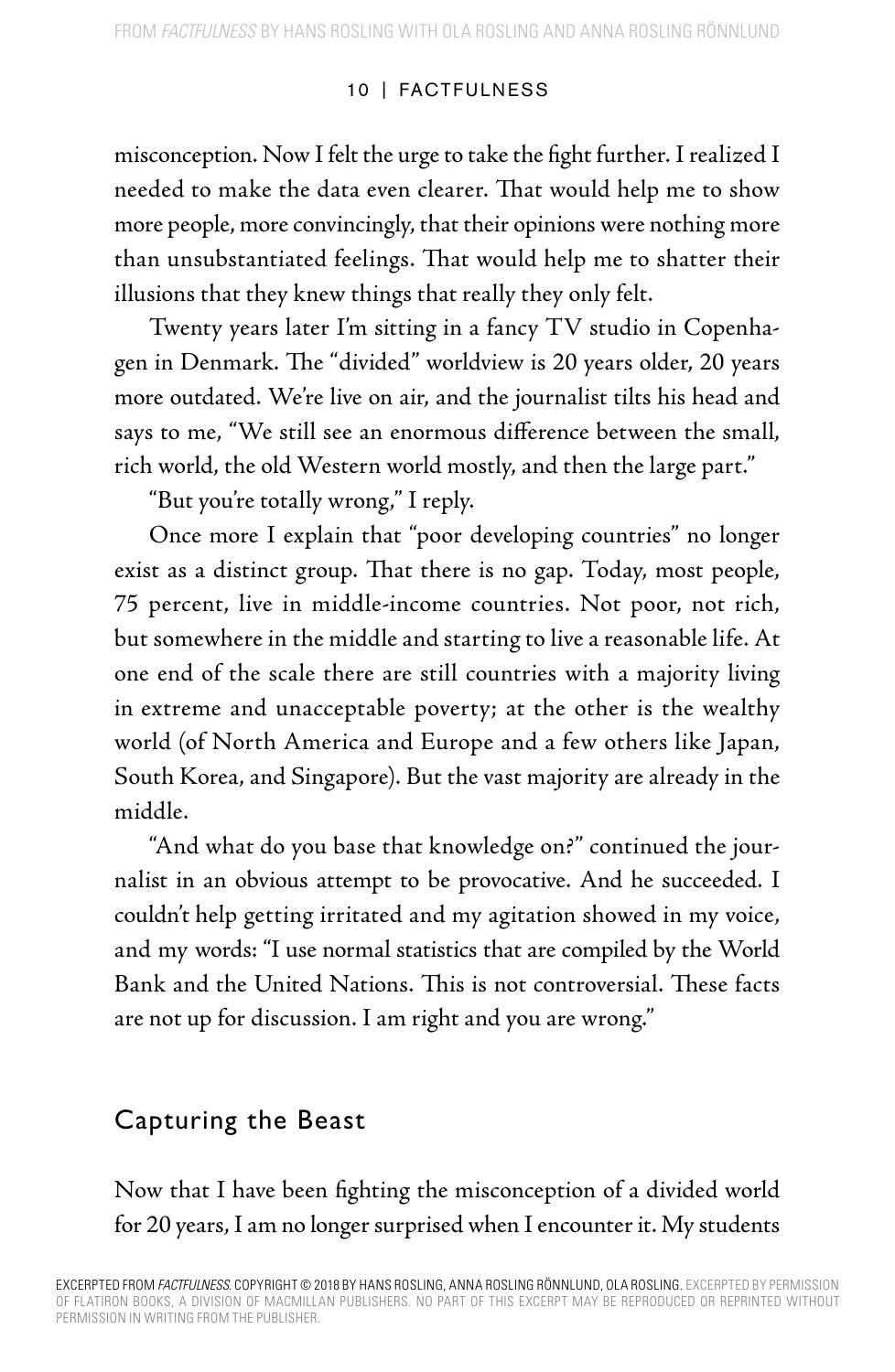misconception. Now I felt the urge to take the fight further. I realized I needed to make the data even clearer. That would help me to show more people, more convincingly, that their opinions were nothing more than unsubstantiated feelings. That would help me to shatter their illusions that they knew things that really they only felt.

Twenty years later I'm sitting in a fancy TV studio in Copenhagen in Denmark. The "divided" worldview is 20 years older, 20 years more outdated. We're live on air, and the journalist tilts his head and says to me, "We still see an enormous difference between the small, rich world, the old Western world mostly, and then the large part."

"But you're totally wrong," I reply.

Once more I explain that "poor developing countries" no longer exist as a distinct group. That there is no gap. Today, most people, 75 percent, live in middle-income countries. Not poor, not rich, but somewhere in the middle and starting to live a reasonable life. At one end of the scale there are still countries with a majority living in extreme and unacceptable poverty; at the other is the wealthy world (of North America and Europe and a few others like Japan, South Korea, and Singapore). But the vast majority are already in the middle.

"And what do you base that knowledge on?" continued the journalist in an obvious attempt to be provocative. And he succeeded. I couldn't help getting irritated and my agitation showed in my voice, and my words: "I use normal statistics that are compiled by the World Bank and the United Nations. This is not controversial. These facts are not up for discussion. I am right and you are wrong."

## Capturing the Beast

Now that I have been fighting the misconception of a divided world for 20 years, I am no longer surprised when I encounter it. My students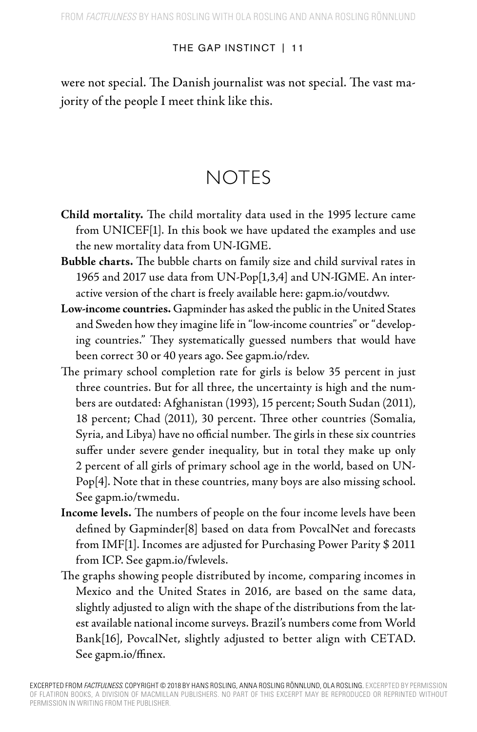were not special. The Danish journalist was not special. The vast majority of the people I meet think like this.

# NOTES

**Child mortality.** The child mortality data used in the 1995 lecture came from UNICEF[1]. In this book we have updated the examples and use the new mortality data from UN-IGME.

**Bubble charts.** The bubble charts on family size and child survival rates in 1965 and 2017 use data from UN-Pop[1,3,4] and UN-IGME. An interactive version of the chart is freely available here: gapm.io/voutdwv.

**Low-income countries.** Gapminder has asked the public in the United States and Sweden how they imagine life in "low-income countries" or "developing countries." They systematically guessed numbers that would have been correct 30 or 40 years ago. See gapm.io/rdev.

The primary school completion rate for girls is below 35 percent in just three countries. But for all three, the uncertainty is high and the numbers are outdated: Afghanistan (1993), 15 percent; South Sudan (2011), 18 percent; Chad (2011), 30 percent. Three other countries (Somalia, Syria, and Libya) have no official number. The girls in these six countries suffer under severe gender inequality, but in total they make up only 2 percent of all girls of primary school age in the world, based on UN-Pop[4]. Note that in these countries, many boys are also missing school. See gapm.io/twmedu.

**Income levels.** The numbers of people on the four income levels have been defined by Gapminder[8] based on data from PovcalNet and forecasts from IMF[1]. Incomes are adjusted for Purchasing Power Parity $ 2011 from ICP. See gapm.io/fwlevels.

The graphs showing people distributed by income, comparing incomes in Mexico and the United States in 2016, are based on the same data, slightly adjusted to align with the shape of the distributions from the latest available national income surveys. Brazil's numbers come from World Bank[16], PovcalNet, slightly adjusted to better align with CETAD. See gapm.io/ffinex.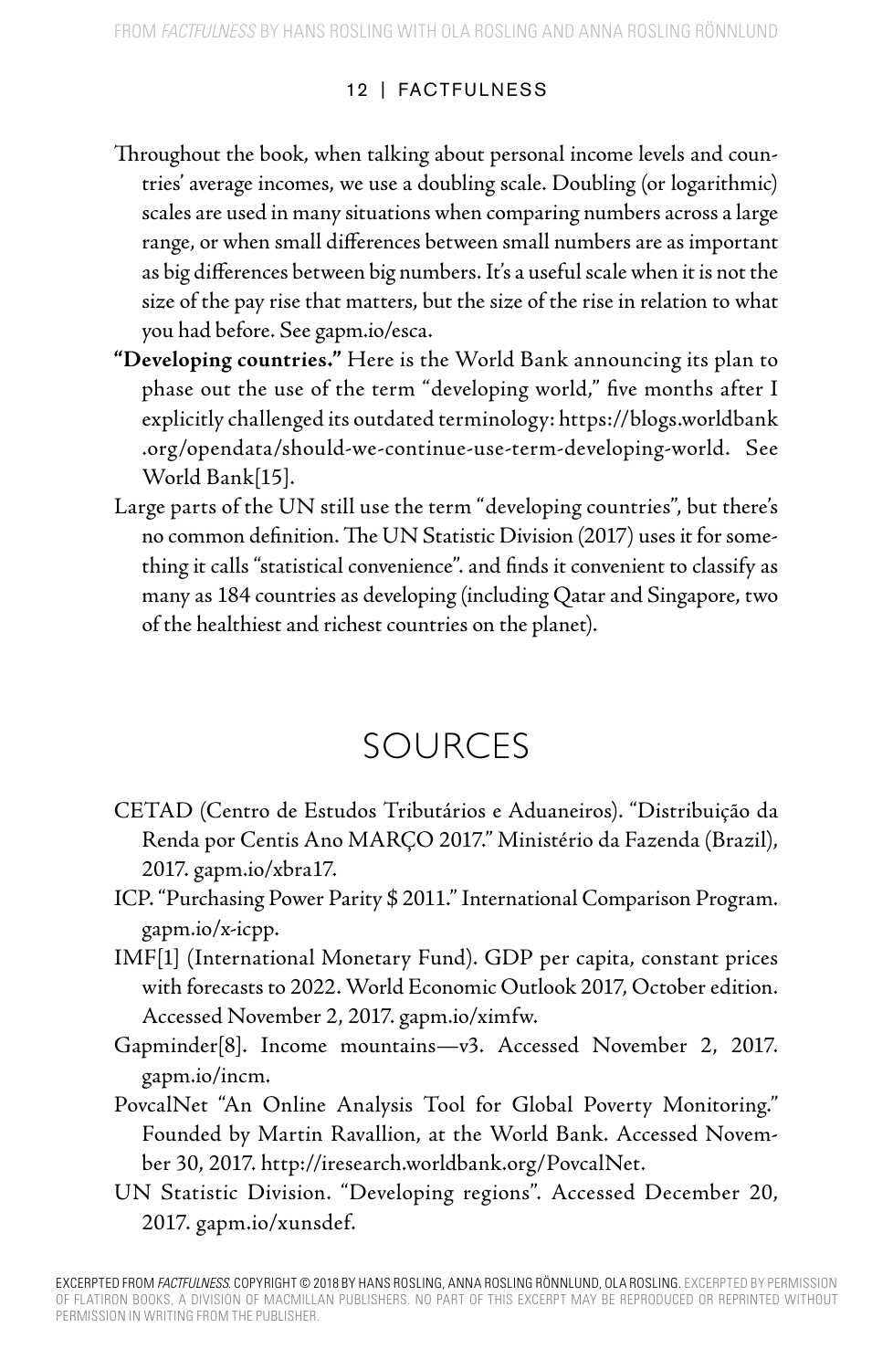Throughout the book, when talking about personal income levels and countries' average incomes, we use a doubling scale. Doubling (or logarithmic) scales are used in many situations when comparing numbers across a large range, or when small differences between small numbers are as important as big differences between big numbers. It's a useful scale when it is not the size of the pay rise that matters, but the size of the rise in relation to what you had before. See gapm.io/esca.

**"Developing countries."** Here is the World Bank announcing its plan to phase out the use of the term "developing world," five months after I explicitly challenged its outdated terminology: https://blogs.worldbank.org/opendata/should-we-continue-use-term-developing-world. See World Bank[15].

Large parts of the UN still use the term "developing countries", but there's no common definition. The UN Statistic Division (2017) uses it for something it calls "statistical convenience". and finds it convenient to classify as many as 184 countries as developing (including Qatar and Singapore, two of the healthiest and richest countries on the planet).

## SOURCES

CETAD (Centro de Estudos Tributários e Aduaneiros). "Distribuição da Renda por Centis Ano MARÇO 2017." Ministério da Fazenda (Brazil), 2017. gapm.io/xbra17.

ICP. "Purchasing Power Parity $ 2011." International Comparison Program. gapm.io/x-icpp.

IMF[1] (International Monetary Fund). GDP per capita, constant prices with forecasts to 2022. World Economic Outlook 2017, October edition. Accessed November 2, 2017. gapm.io/ximfw.

Gapminder[8]. Income mountains—v3. Accessed November 2, 2017. gapm.io/incm.

PovcalNet "An Online Analysis Tool for Global Poverty Monitoring." Founded by Martin Ravallion, at the World Bank. Accessed November 30, 2017. http://iresearch.worldbank.org/PovcalNet.

UN Statistic Division. "Developing regions". Accessed December 20, 2017. gapm.io/xunsdef.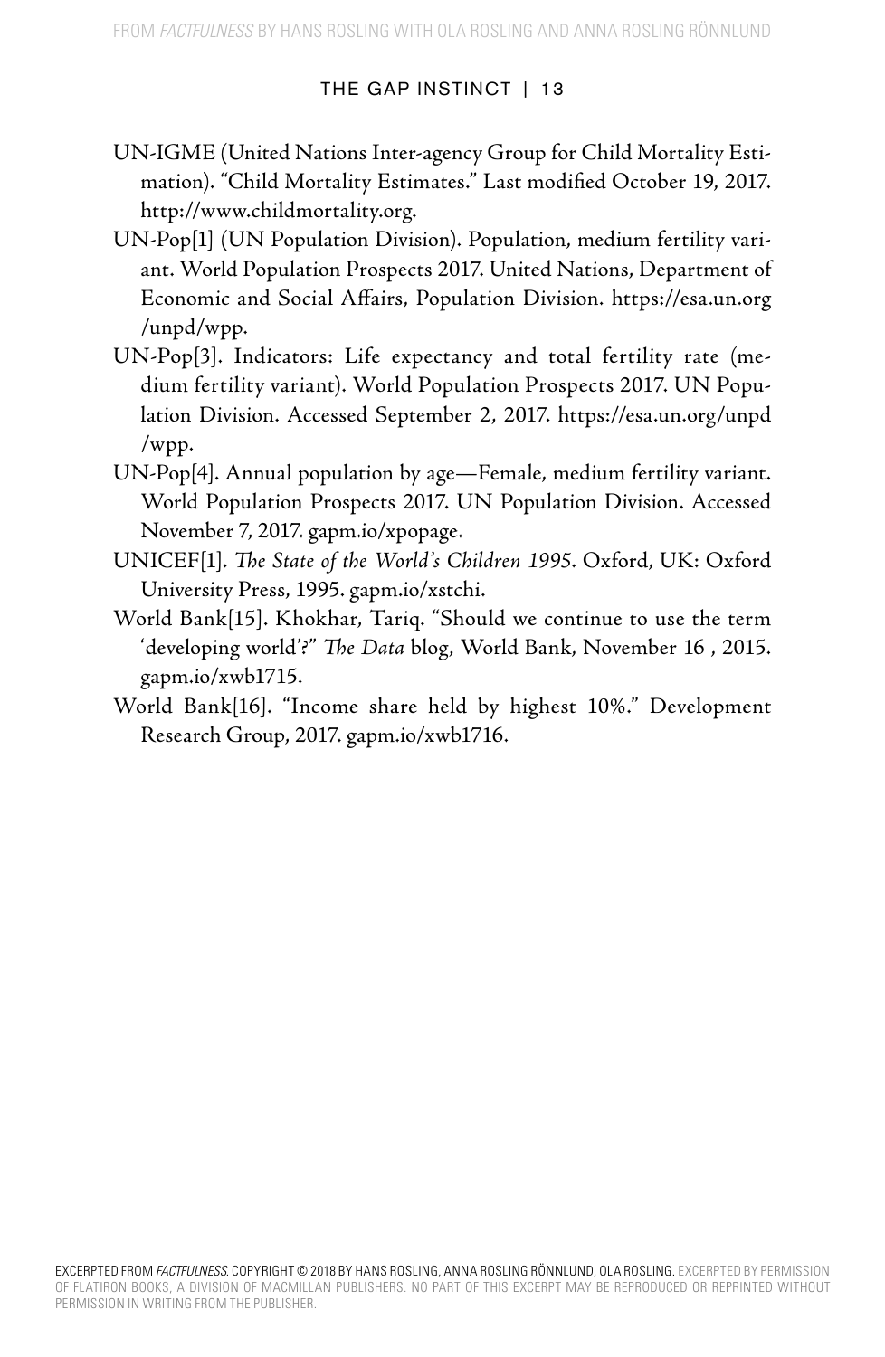UN-IGME (United Nations Inter-agency Group for Child Mortality Estimation). "Child Mortality Estimates." Last modified October 19, 2017. http://www.childmortality.org.

UN-Pop[1] (UN Population Division). Population, medium fertility variant. World Population Prospects 2017. United Nations, Department of Economic and Social Affairs, Population Division. https://esa.un.org/unpd/wpp.

UN-Pop[3]. Indicators: Life expectancy and total fertility rate (medium fertility variant). World Population Prospects 2017. UN Population Division. Accessed September 2, 2017. https://esa.un.org/unpd/wpp.

UN-Pop[4]. Annual population by age—Female, medium fertility variant. World Population Prospects 2017. UN Population Division. Accessed November 7, 2017. gapm.io/xpopage.

UNICEF[1]. *The State of the World's Children 1995*. Oxford, UK: Oxford University Press, 1995. gapm.io/xstchi.

World Bank[15]. Khokhar, Tariq. "Should we continue to use the term 'developing world'?" *The Data* blog, World Bank, November 16 , 2015. gapm.io/xwb1715.

World Bank[16]. "Income share held by highest 10%." Development Research Group, 2017. gapm.io/xwb1716.

EXCERPTED FROM *FACTFULNESS*. COPYRIGHT © 2018 BY HANS ROSLING, ANNA ROSLING RÖNNLUND, OLA ROSLING. EXCERPTED BY PERMISSION OF FLATIRON BOOKS, A DIVISION OF MACMILLAN PUBLISHERS. NO PART OF THIS EXCERPT MAY BE REPRODUCED OR REPRINTED WITHOUT PERMISSION IN WRITING FROM THE PUBLISHER.